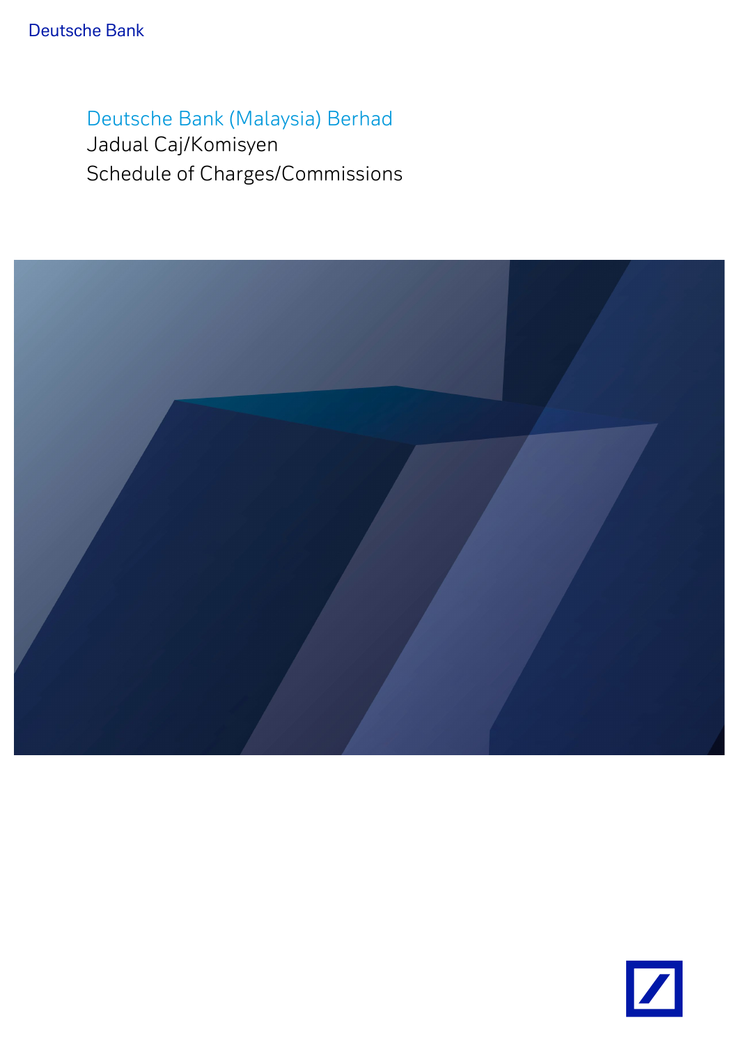Deutsche Bank

# Deutsche Bank (Malaysia) Berhad

Jadual Caj/Komisyen

Schedule of Charges/Commissions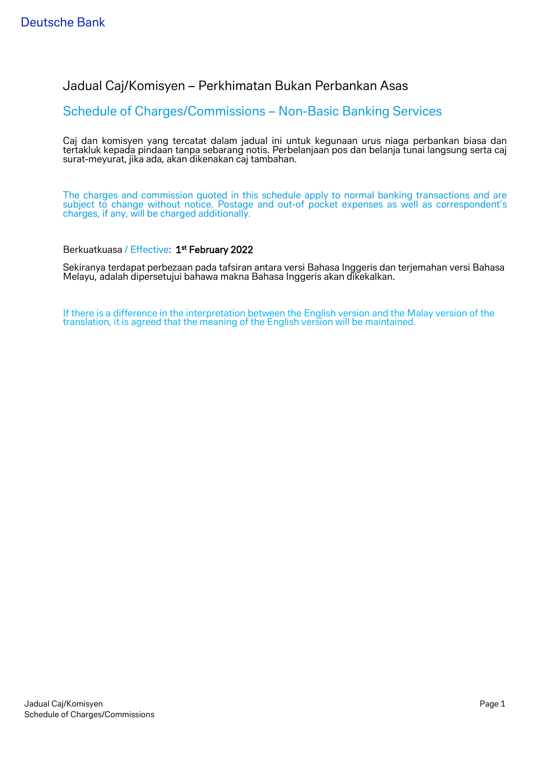Deutsche Bank

# Jadual Caj/Komisyen – Perkhimatan Bukan Perbankan Asas

# Schedule of Charges/Commissions – Non-Basic Banking Services

Caj dan komisyen yang tercatat dalam jadual ini untuk kegunaan urus niaga perbankan biasa dan tertakluk kepada pindaan tanpa sebarang notis. Perbelanjaan pos dan belanja tunai langsung serta caj surat-meyurat, jika ada, akan dikenakan caj tambahan.

The charges and commission quoted in this schedule apply to normal banking transactions and are subject to change without notice. Postage and out-of pocket expenses as well as correspondent's charges, if any, will be charged additionally.

Berkuatkuasa / Effective: **1st February 2022**

Sekiranya terdapat perbezaan pada tafsiran antara versi Bahasa Inggeris dan terjemahan versi Bahasa Melayu, adalah dipersetujui bahawa makna Bahasa Inggeris akan dikekalkan.

If there is a difference in the interpretation between the English version and the Malay version of the translation, it is agreed that the meaning of the English version will be maintained.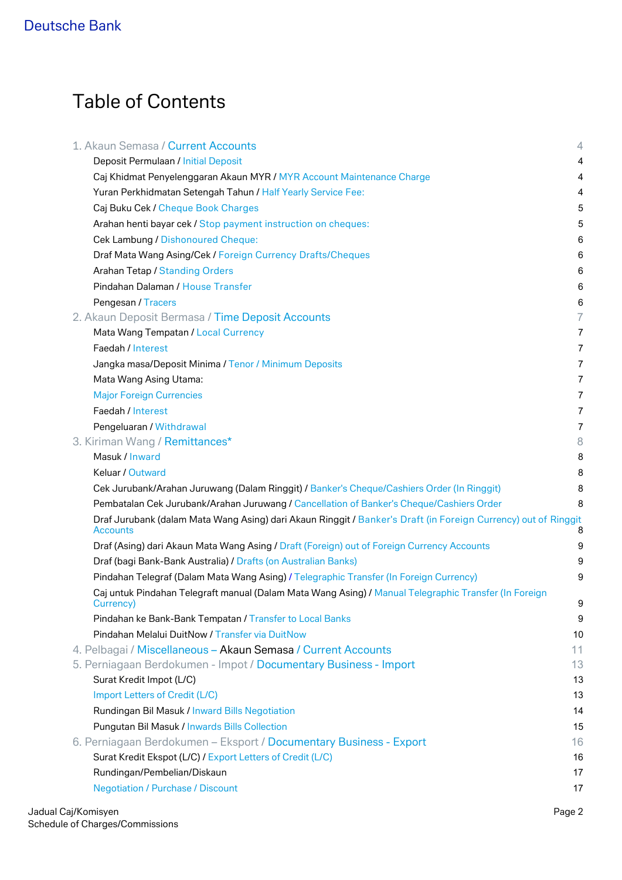# Table of Contents

| | |
|---|---|
| 1. Akaun Semasa / Current Accounts | 4 |
| Deposit Permulaan / Initial Deposit | 4 |
| Caj Khidmat Penyelenggaran Akaun MYR / MYR Account Maintenance Charge | 4 |
| Yuran Perkhidmatan Setengah Tahun / Half Yearly Service Fee: | 4 |
| Caj Buku Cek / Cheque Book Charges | 5 |
| Arahan henti bayar cek / Stop payment instruction on cheques: | 5 |
| Cek Lambung / Dishonoured Cheque: | 6 |
| Draf Mata Wang Asing/Cek / Foreign Currency Drafts/Cheques | 6 |
| Arahan Tetap / Standing Orders | 6 |
| Pindahan Dalaman / House Transfer | 6 |
| Pengesan / Tracers | 6 |
| 2. Akaun Deposit Bermasa / Time Deposit Accounts | 7 |
| Mata Wang Tempatan / Local Currency | 7 |
| Faedah / Interest | 7 |
| Jangka masa/Deposit Minima / Tenor / Minimum Deposits | 7 |
| Mata Wang Asing Utama: | 7 |
| Major Foreign Currencies | 7 |
| Faedah / Interest | 7 |
| Pengeluaran / Withdrawal | 7 |
| 3. Kiriman Wang / Remittances* | 8 |
| Masuk / Inward | 8 |
| Keluar / Outward | 8 |
| Cek Jurubank/Arahan Juruwang (Dalam Ringgit) / Banker's Cheque/Cashiers Order (In Ringgit) | 8 |
| Pembatalan Cek Jurubank/Arahan Juruwang / Cancellation of Banker's Cheque/Cashiers Order | 8 |
| Draf Jurubank (dalam Mata Wang Asing) dari Akaun Ringgit / Banker's Draft (in Foreign Currency) out of Ringgit Accounts | 8 |
| Draf (Asing) dari Akaun Mata Wang Asing / Draft (Foreign) out of Foreign Currency Accounts | 9 |
| Draf (bagi Bank-Bank Australia) / Drafts (on Australian Banks) | 9 |
| Pindahan Telegraf (Dalam Mata Wang Asing) / Telegraphic Transfer (In Foreign Currency) | 9 |
| Caj untuk Pindahan Telegraft manual (Dalam Mata Wang Asing) / Manual Telegraphic Transfer (In Foreign Currency) | 9 |
| Pindahan ke Bank-Bank Tempatan / Transfer to Local Banks | 9 |
| Pindahan Melalui DuitNow / Transfer via DuitNow | 10 |
| 4. Pelbagai / Miscellaneous – Akaun Semasa / Current Accounts | 11 |
| 5. Perniagaan Berdokumen - Impot / Documentary Business - Import | 13 |
| Surat Kredit Impot (L/C) | 13 |
| Import Letters of Credit (L/C) | 13 |
| Rundingan Bil Masuk / Inward Bills Negotiation | 14 |
| Pungutan Bil Masuk / Inwards Bills Collection | 15 |
| 6. Perniagaan Berdokumen – Eksport / Documentary Business - Export | 16 |
| Surat Kredit Ekspot (L/C) / Export Letters of Credit (L/C) | 16 |
| Rundingan/Pembelian/Diskaun | 17 |
| Negotiation / Purchase / Discount | 17 |

Jadual Caj/Komisyen
Schedule of Charges/Commissions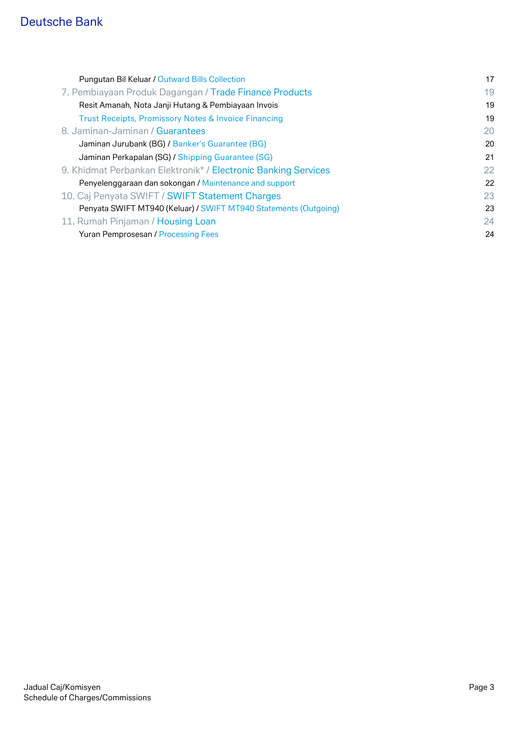| | |
|---|---|
| Pungutan Bil Keluar / Outward Bills Collection | 17 |
| 7. Pembiayaan Produk Dagangan / Trade Finance Products | 19 |
| Resit Amanah, Nota Janji Hutang & Pembiayaan Invois | 19 |
| Trust Receipts, Promissory Notes & Invoice Financing | 19 |
| 8. Jaminan-Jaminan / Guarantees | 20 |
| Jaminan Jurubank (BG) / Banker's Guarantee (BG) | 20 |
| Jaminan Perkapalan (SG) / Shipping Guarantee (SG) | 21 |
| 9. Khidmat Perbankan Elektronik* / Electronic Banking Services | 22 |
| Penyelenggaraan dan sokongan / Maintenance and support | 22 |
| 10. Caj Penyata SWIFT / SWIFT Statement Charges | 23 |
| Penyata SWIFT MT940 (Keluar) / SWIFT MT940 Statements (Outgoing) | 23 |
| 11. Rumah Pinjaman / Housing Loan | 24 |
| Yuran Pemprosesan / Processing Fees | 24 |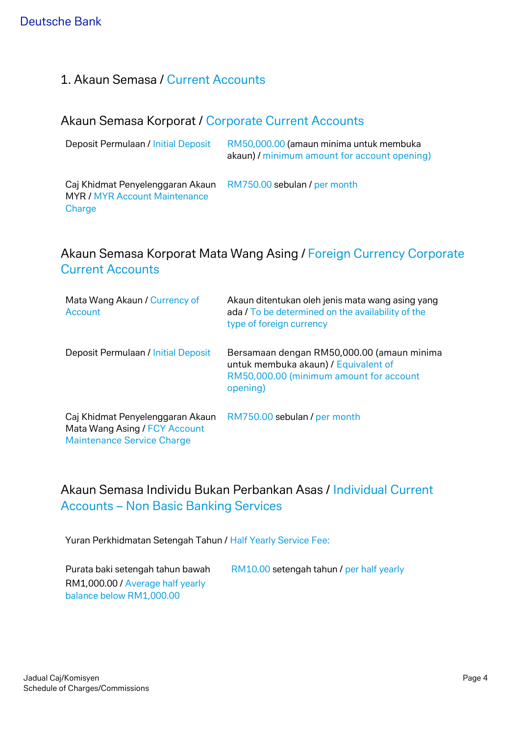## 1. Akaun Semasa / Current Accounts

### Akaun Semasa Korporat / Corporate Current Accounts

| | |
|---|---|
| Deposit Permulaan / Initial Deposit | RM50,000.00 (amaun minima untuk membuka akaun) / minimum amount for account opening) |
| Caj Khidmat Penyelenggaran Akaun MYR / MYR Account Maintenance Charge | RM750.00 sebulan / per month |

### Akaun Semasa Korporat Mata Wang Asing / Foreign Currency Corporate Current Accounts

| | |
|---|---|
| Mata Wang Akaun / Currency of Account | Akaun ditentukan oleh jenis mata wang asing yang ada / To be determined on the availability of the type of foreign currency |
| Deposit Permulaan / Initial Deposit | Bersamaan dengan RM50,000.00 (amaun minima untuk membuka akaun) / Equivalent of RM50,000.00 (minimum amount for account opening) |
| Caj Khidmat Penyelenggaran Akaun Mata Wang Asing / FCY Account Maintenance Service Charge | RM750.00 sebulan / per month |

### Akaun Semasa Individu Bukan Perbankan Asas / Individual Current Accounts – Non Basic Banking Services

Yuran Perkhidmatan Setengah Tahun / Half Yearly Service Fee:

| | |
|---|---|
| Purata baki setengah tahun bawah RM1,000.00 / Average half yearly balance below RM1,000.00 | RM10.00 setengah tahun / per half yearly |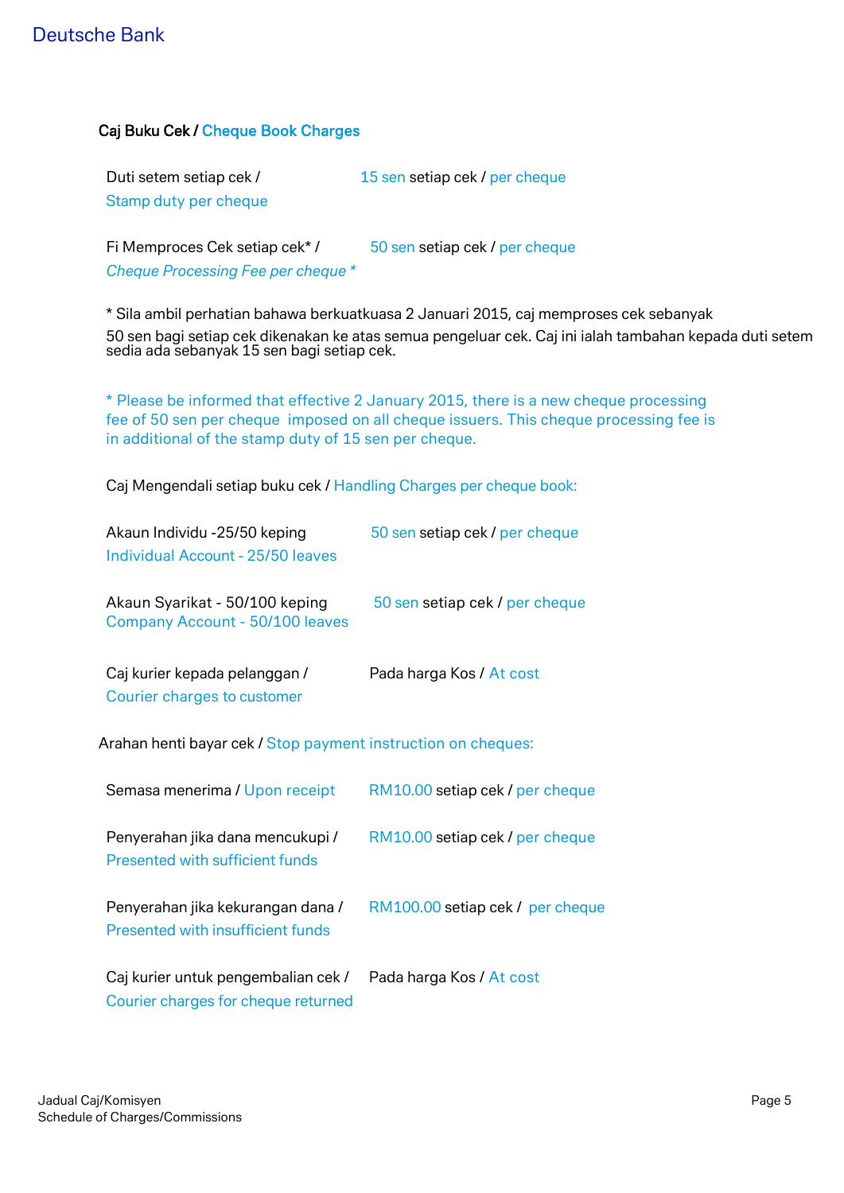## Caj Buku Cek / Cheque Book Charges

| | |
|---|---|
| Duti setem setiap cek / Stamp duty per cheque | 15 sen setiap cek / per cheque |
| Fi Memproces Cek setiap cek* / *Cheque Processing Fee per cheque ** | 50 sen setiap cek / per cheque |

\* Sila ambil perhatian bahawa berkuatkuasa 2 Januari 2015, caj memproses cek sebanyak 50 sen bagi setiap cek dikenakan ke atas semua pengeluar cek. Caj ini ialah tambahan kepada duti setem sedia ada sebanyak 15 sen bagi setiap cek.

\* Please be informed that effective 2 January 2015, there is a new cheque processing fee of 50 sen per cheque imposed on all cheque issuers. This cheque processing fee is in additional of the stamp duty of 15 sen per cheque.

Caj Mengendali setiap buku cek / Handling Charges per cheque book:

| | |
|---|---|
| Akaun Individu -25/50 keping / Individual Account - 25/50 leaves | 50 sen setiap cek / per cheque |
| Akaun Syarikat - 50/100 keping / Company Account - 50/100 leaves | 50 sen setiap cek / per cheque |
| Caj kurier kepada pelanggan / Courier charges to customer | Pada harga Kos / At cost |

Arahan henti bayar cek / Stop payment instruction on cheques:

| | |
|---|---|
| Semasa menerima / Upon receipt | RM10.00 setiap cek / per cheque |
| Penyerahan jika dana mencukupi / Presented with sufficient funds | RM10.00 setiap cek / per cheque |
| Penyerahan jika kekurangan dana / Presented with insufficient funds | RM100.00 setiap cek / per cheque |
| Caj kurier untuk pengembalian cek / Courier charges for cheque returned | Pada harga Kos / At cost |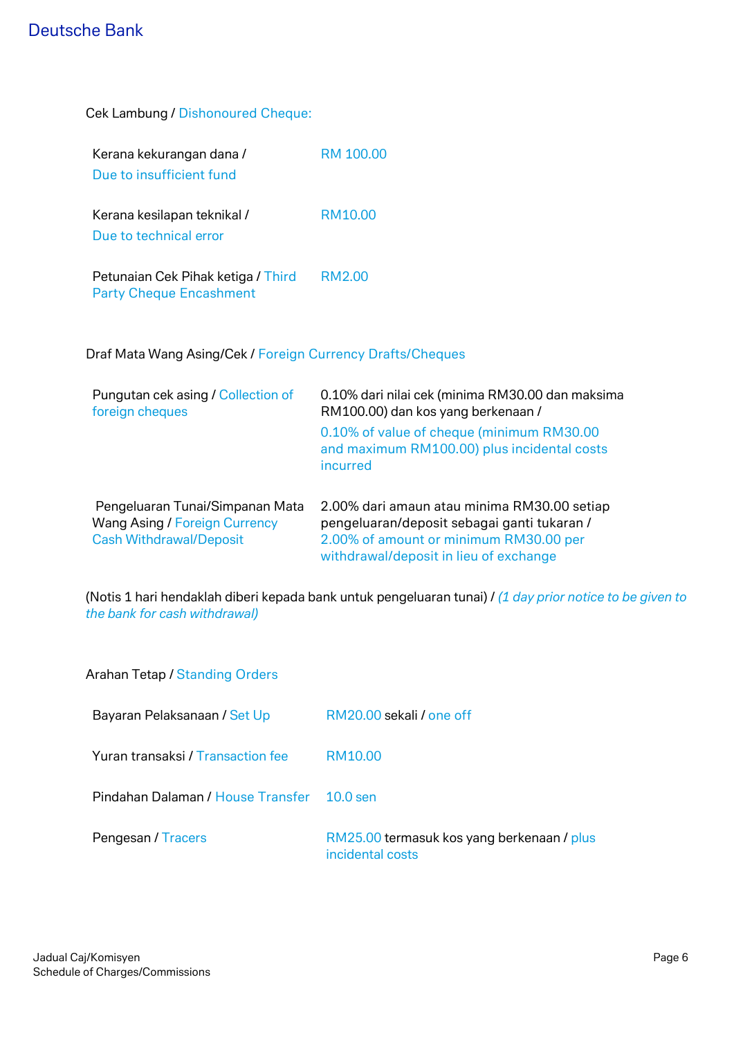Cek Lambung / Dishonoured Cheque:

| | |
|---|---|
| Kerana kekurangan dana / Due to insufficient fund | RM 100.00 |
| Kerana kesilapan teknikal / Due to technical error | RM10.00 |
| Petunaian Cek Pihak ketiga / Third Party Cheque Encashment | RM2.00 |

Draf Mata Wang Asing/Cek / Foreign Currency Drafts/Cheques

| | |
|---|---|
| Pungutan cek asing / Collection of foreign cheques | 0.10% dari nilai cek (minima RM30.00 dan maksima RM100.00) dan kos yang berkenaan / 0.10% of value of cheque (minimum RM30.00 and maximum RM100.00) plus incidental costs incurred |
| Pengeluaran Tunai/Simpanan Mata Wang Asing / Foreign Currency Cash Withdrawal/Deposit | 2.00% dari amaun atau minima RM30.00 setiap pengeluaran/deposit sebagai ganti tukaran / 2.00% of amount or minimum RM30.00 per withdrawal/deposit in lieu of exchange |

(Notis 1 hari hendaklah diberi kepada bank untuk pengeluaran tunai) / *(1 day prior notice to be given to the bank for cash withdrawal)*

Arahan Tetap / Standing Orders

| | |
|---|---|
| Bayaran Pelaksanaan / Set Up | RM20.00 sekali / one off |
| Yuran transaksi / Transaction fee | RM10.00 |
| Pindahan Dalaman / House Transfer | 10.0 sen |
| Pengesan / Tracers | RM25.00 termasuk kos yang berkenaan / plus incidental costs |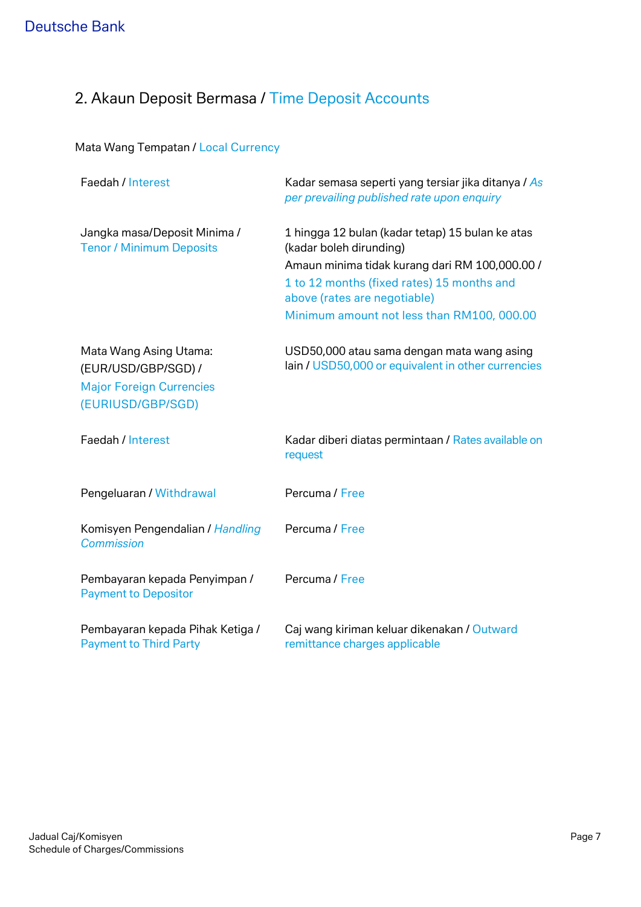## 2. Akaun Deposit Bermasa / Time Deposit Accounts

Mata Wang Tempatan / Local Currency

| | |
|---|---|
| Faedah / Interest | Kadar semasa seperti yang tersiar jika ditanya / *As per prevailing published rate upon enquiry* |
| Jangka masa/Deposit Minima / Tenor / Minimum Deposits | 1 hingga 12 bulan (kadar tetap) 15 bulan ke atas (kadar boleh dirunding)<br>Amaun minima tidak kurang dari RM 100,000.00 /<br>1 to 12 months (fixed rates) 15 months and above (rates are negotiable)<br>Minimum amount not less than RM100, 000.00 |
| Mata Wang Asing Utama: (EUR/USD/GBP/SGD) / Major Foreign Currencies (EURIUSD/GBP/SGD) | USD50,000 atau sama dengan mata wang asing lain / USD50,000 or equivalent in other currencies |
| Faedah / Interest | Kadar diberi diatas permintaan / Rates available on request |
| Pengeluaran / Withdrawal | Percuma / Free |
| Komisyen Pengendalian / *Handling Commission* | Percuma / Free |
| Pembayaran kepada Penyimpan / Payment to Depositor | Percuma / Free |
| Pembayaran kepada Pihak Ketiga / Payment to Third Party | Caj wang kiriman keluar dikenakan / Outward remittance charges applicable |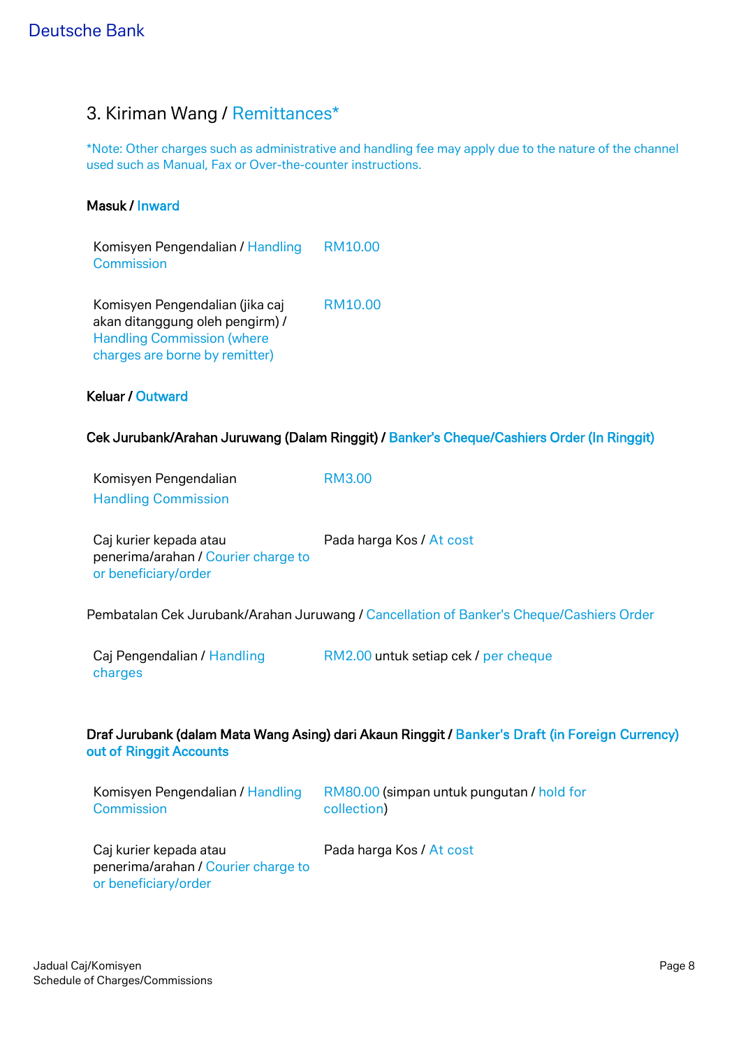## 3. Kiriman Wang / Remittances*

*Note: Other charges such as administrative and handling fee may apply due to the nature of the channel used such as Manual, Fax or Over-the-counter instructions.

**Masuk / Inward**

| | |
|---|---|
| Komisyen Pengendalian / Handling Commission | RM10.00 |
| Komisyen Pengendalian (jika caj akan ditanggung oleh pengirm) / Handling Commission (where charges are borne by remitter) | RM10.00 |

**Keluar / Outward**

**Cek Jurubank/Arahan Juruwang (Dalam Ringgit) / Banker's Cheque/Cashiers Order (In Ringgit)**

| | |
|---|---|
| Komisyen Pengendalian Handling Commission | RM3.00 |
| Caj kurier kepada atau penerima/arahan / Courier charge to or beneficiary/order | Pada harga Kos / At cost |

Pembatalan Cek Jurubank/Arahan Juruwang / Cancellation of Banker's Cheque/Cashiers Order

| | |
|---|---|
| Caj Pengendalian / Handling charges | RM2.00 untuk setiap cek / per cheque |

**Draf Jurubank (dalam Mata Wang Asing) dari Akaun Ringgit / Banker's Draft (in Foreign Currency) out of Ringgit Accounts**

| | |
|---|---|
| Komisyen Pengendalian / Handling Commission | RM80.00 (simpan untuk pungutan / hold for collection) |
| Caj kurier kepada atau penerima/arahan / Courier charge to or beneficiary/order | Pada harga Kos / At cost |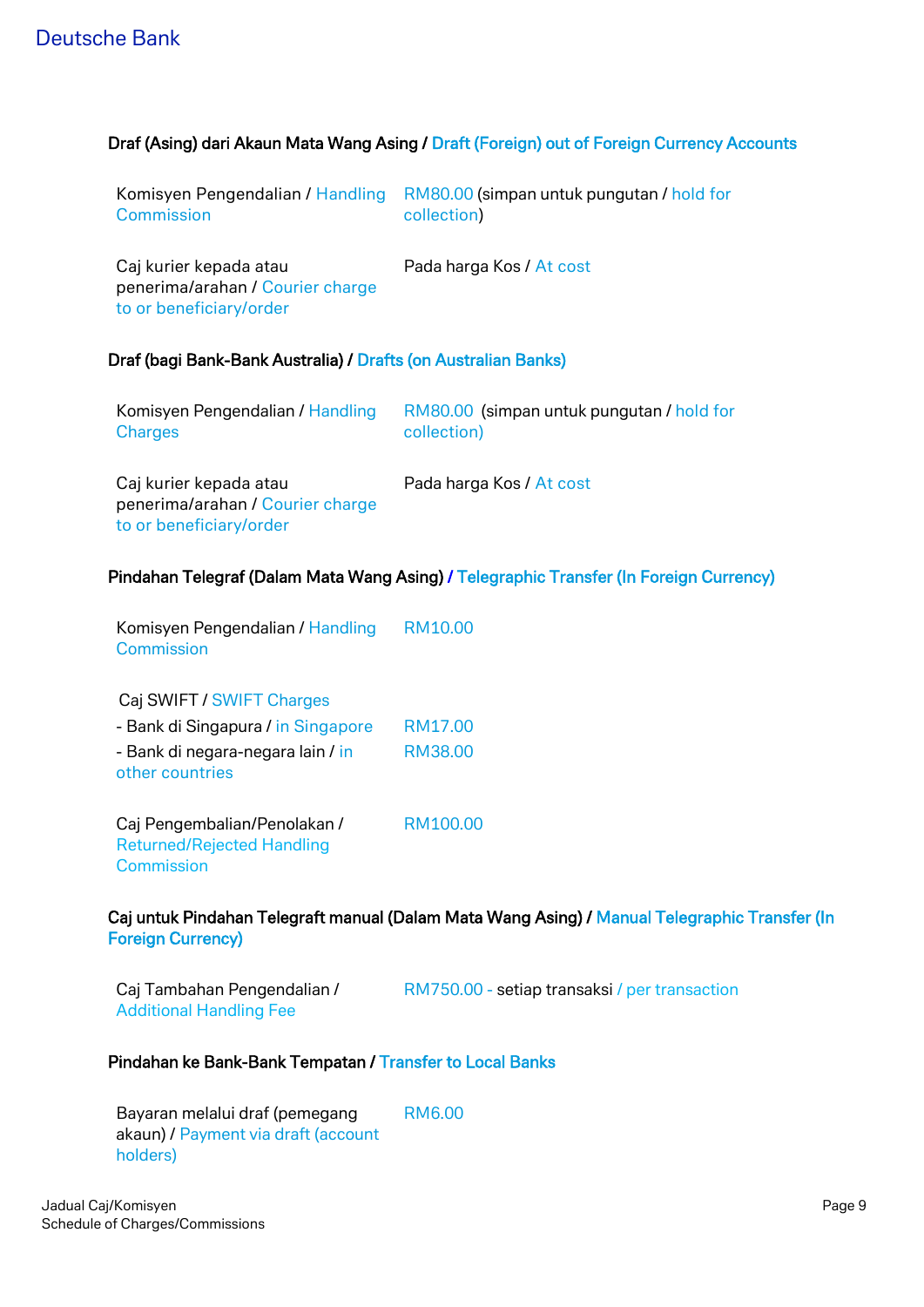### Draf (Asing) dari Akaun Mata Wang Asing / Draft (Foreign) out of Foreign Currency Accounts

| | |
|---|---|
| Komisyen Pengendalian / Handling Commission | RM80.00 (simpan untuk pungutan / hold for collection) |
| Caj kurier kepada atau penerima/arahan / Courier charge to or beneficiary/order | Pada harga Kos / At cost |

### Draf (bagi Bank-Bank Australia) / Drafts (on Australian Banks)

| | |
|---|---|
| Komisyen Pengendalian / Handling Charges | RM80.00 (simpan untuk pungutan / hold for collection) |
| Caj kurier kepada atau penerima/arahan / Courier charge to or beneficiary/order | Pada harga Kos / At cost |

### Pindahan Telegraf (Dalam Mata Wang Asing) / Telegraphic Transfer (In Foreign Currency)

| | |
|---|---|
| Komisyen Pengendalian / Handling Commission | RM10.00 |
| Caj SWIFT / SWIFT Charges | |
| - Bank di Singapura / in Singapore | RM17.00 |
| - Bank di negara-negara lain / in other countries | RM38.00 |
| Caj Pengembalian/Penolakan / Returned/Rejected Handling Commission | RM100.00 |

### Caj untuk Pindahan Telegraft manual (Dalam Mata Wang Asing) / Manual Telegraphic Transfer (In Foreign Currency)

| | |
|---|---|
| Caj Tambahan Pengendalian / Additional Handling Fee | RM750.00 - setiap transaksi / per transaction |

### Pindahan ke Bank-Bank Tempatan / Transfer to Local Banks

| | |
|---|---|
| Bayaran melalui draf (pemegang akaun) / Payment via draft (account holders) | RM6.00 |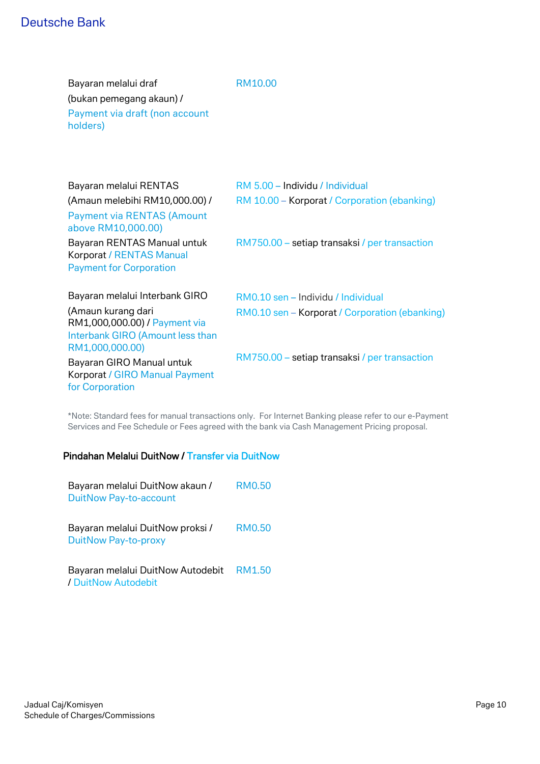| | |
|---|---|
| Bayaran melalui draf (bukan pemegang akaun) / Payment via draft (non account holders) | RM10.00 |
| Bayaran melalui RENTAS (Amaun melebihi RM10,000.00) / Payment via RENTAS (Amount above RM10,000.00) | RM 5.00 – Individu / Individual<br>RM 10.00 – Korporat / Corporation (ebanking) |
| Bayaran RENTAS Manual untuk Korporat / RENTAS Manual Payment for Corporation | RM750.00 – setiap transaksi / per transaction |
| Bayaran melalui Interbank GIRO (Amaun kurang dari RM1,000,000.00) / Payment via Interbank GIRO (Amount less than RM1,000,000.00) | RM0.10 sen – Individu / Individual<br>RM0.10 sen – Korporat / Corporation (ebanking) |
| Bayaran GIRO Manual untuk Korporat / GIRO Manual Payment for Corporation | RM750.00 – setiap transaksi / per transaction |

*Note: Standard fees for manual transactions only. For Internet Banking please refer to our e-Payment Services and Fee Schedule or Fees agreed with the bank via Cash Management Pricing proposal.

**Pindahan Melalui DuitNow / Transfer via DuitNow**

| | |
|---|---|
| Bayaran melalui DuitNow akaun / DuitNow Pay-to-account | RM0.50 |
| Bayaran melalui DuitNow proksi / DuitNow Pay-to-proxy | RM0.50 |
| Bayaran melalui DuitNow Autodebit / DuitNow Autodebit | RM1.50 |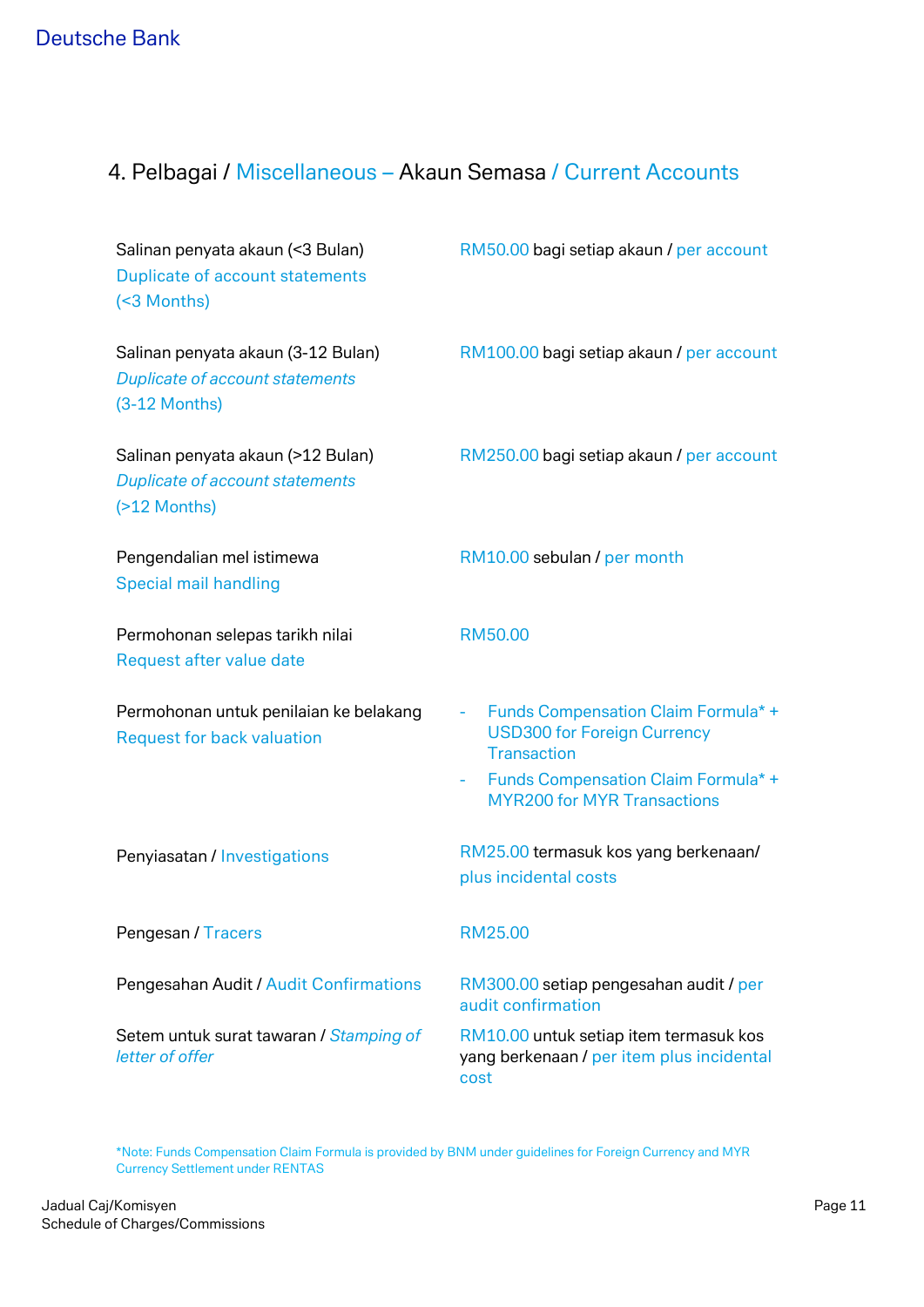## 4. Pelbagai / Miscellaneous – Akaun Semasa / Current Accounts

| | |
|---|---|
| Salinan penyata akaun (<3 Bulan)<br>Duplicate of account statements<br>(<3 Months) | RM50.00 bagi setiap akaun / per account |
| Salinan penyata akaun (3-12 Bulan)<br>*Duplicate of account statements*<br>(3-12 Months) | RM100.00 bagi setiap akaun / per account |
| Salinan penyata akaun (>12 Bulan)<br>*Duplicate of account statements*<br>(>12 Months) | RM250.00 bagi setiap akaun / per account |
| Pengendalian mel istimewa<br>Special mail handling | RM10.00 sebulan / per month |
| Permohonan selepas tarikh nilai<br>Request after value date | RM50.00 |
| Permohonan untuk penilaian ke belakang<br>Request for back valuation | - Funds Compensation Claim Formula* + USD300 for Foreign Currency Transaction<br>- Funds Compensation Claim Formula* + MYR200 for MYR Transactions |
| Penyiasatan / Investigations | RM25.00 termasuk kos yang berkenaan/ plus incidental costs |
| Pengesan / Tracers | RM25.00 |
| Pengesahan Audit / Audit Confirmations | RM300.00 setiap pengesahan audit / per audit confirmation |
| Setem untuk surat tawaran / *Stamping of letter of offer* | RM10.00 untuk setiap item termasuk kos yang berkenaan / per item plus incidental cost |

*Note: Funds Compensation Claim Formula is provided by BNM under guidelines for Foreign Currency and MYR Currency Settlement under RENTAS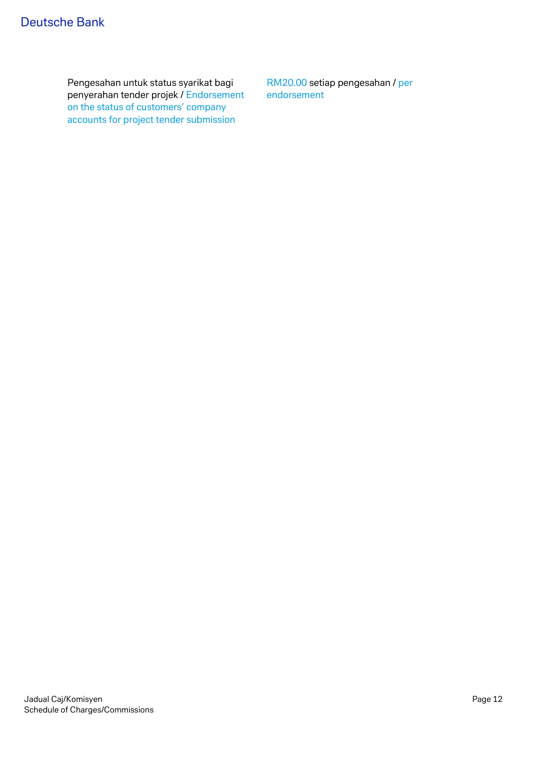| | |
|---|---|
| Pengesahan untuk status syarikat bagi penyerahan tender projek / Endorsement on the status of customers' company accounts for project tender submission | RM20.00 setiap pengesahan / per endorsement |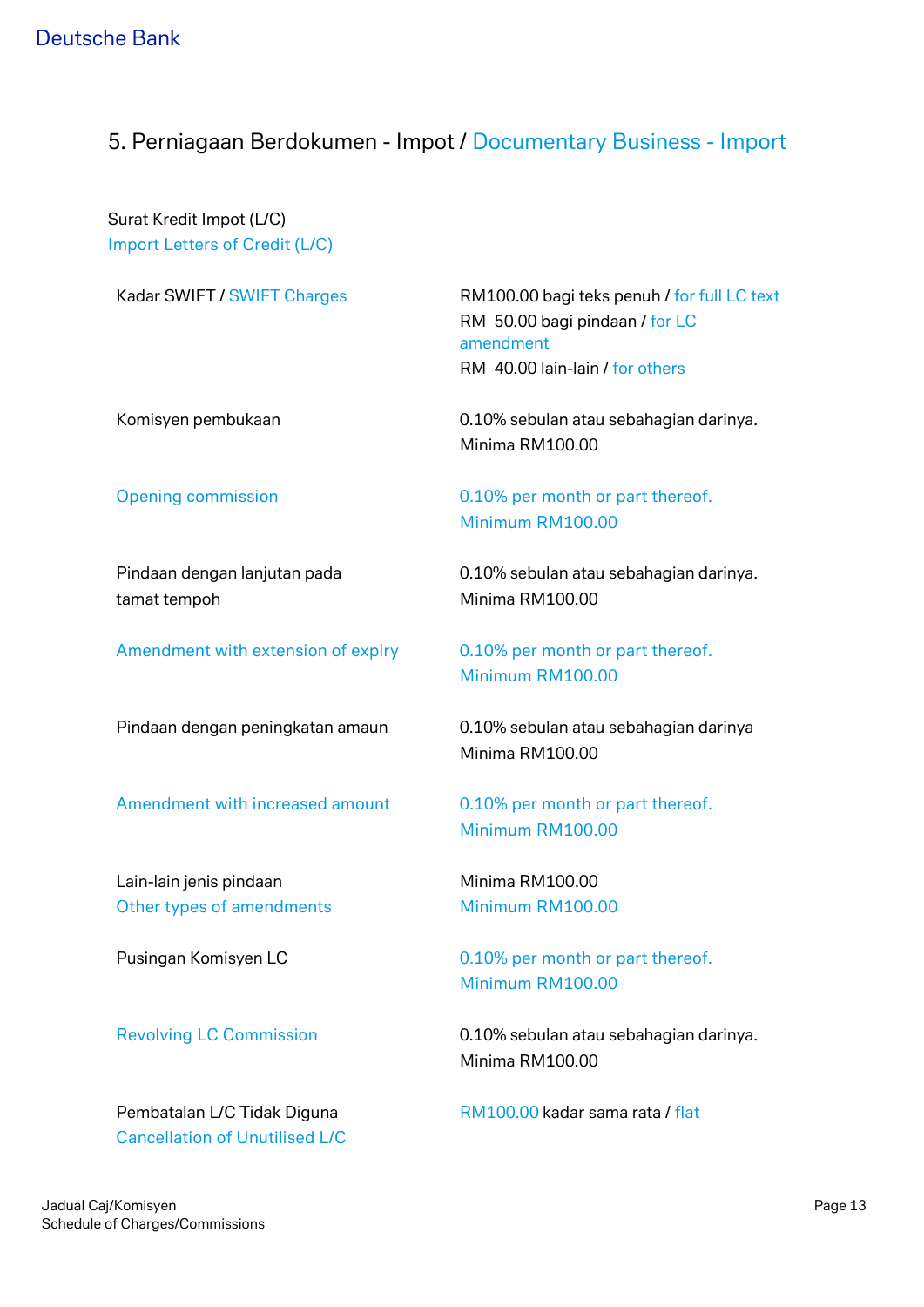## 5. Perniagaan Berdokumen - Impot / Documentary Business - Import

Surat Kredit Impot (L/C)
Import Letters of Credit (L/C)

| | |
|---|---|
| Kadar SWIFT / SWIFT Charges | RM100.00 bagi teks penuh / for full LC text<br>RM 50.00 bagi pindaan / for LC amendment<br>RM 40.00 lain-lain / for others |
| Komisyen pembukaan | 0.10% sebulan atau sebahagian darinya.<br>Minima RM100.00 |
| Opening commission | 0.10% per month or part thereof.<br>Minimum RM100.00 |
| Pindaan dengan lanjutan pada tamat tempoh | 0.10% sebulan atau sebahagian darinya.<br>Minima RM100.00 |
| Amendment with extension of expiry | 0.10% per month or part thereof.<br>Minimum RM100.00 |
| Pindaan dengan peningkatan amaun | 0.10% sebulan atau sebahagian darinya<br>Minima RM100.00 |
| Amendment with increased amount | 0.10% per month or part thereof.<br>Minimum RM100.00 |
| Lain-lain jenis pindaan<br>Other types of amendments | Minima RM100.00<br>Minimum RM100.00 |
| Pusingan Komisyen LC | 0.10% per month or part thereof.<br>Minimum RM100.00 |
| Revolving LC Commission | 0.10% sebulan atau sebahagian darinya.<br>Minima RM100.00 |
| Pembatalan L/C Tidak Diguna<br>Cancellation of Unutilised L/C | RM100.00 kadar sama rata / flat |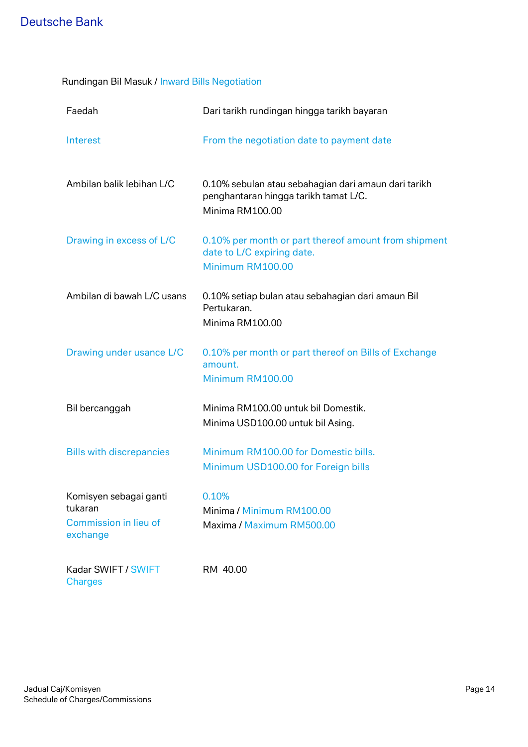Rundingan Bil Masuk / Inward Bills Negotiation

| | |
|---|---|
| Faedah | Dari tarikh rundingan hingga tarikh bayaran |
| Interest | From the negotiation date to payment date |
| Ambilan balik lebihan L/C | 0.10% sebulan atau sebahagian dari amaun dari tarikh penghantaran hingga tarikh tamat L/C.<br>Minima RM100.00 |
| Drawing in excess of L/C | 0.10% per month or part thereof amount from shipment date to L/C expiring date.<br>Minimum RM100.00 |
| Ambilan di bawah L/C usans | 0.10% setiap bulan atau sebahagian dari amaun Bil Pertukaran.<br>Minima RM100.00 |
| Drawing under usance L/C | 0.10% per month or part thereof on Bills of Exchange amount.<br>Minimum RM100.00 |
| Bil bercanggah | Minima RM100.00 untuk bil Domestik.<br>Minima USD100.00 untuk bil Asing. |
| Bills with discrepancies | Minimum RM100.00 for Domestic bills.<br>Minimum USD100.00 for Foreign bills |
| Komisyen sebagai ganti tukaran<br>Commission in lieu of exchange | 0.10%<br>Minima / Minimum RM100.00<br>Maxima / Maximum RM500.00 |
| Kadar SWIFT / SWIFT Charges | RM 40.00 |

Jadual Caj/Komisyen
Schedule of Charges/Commissions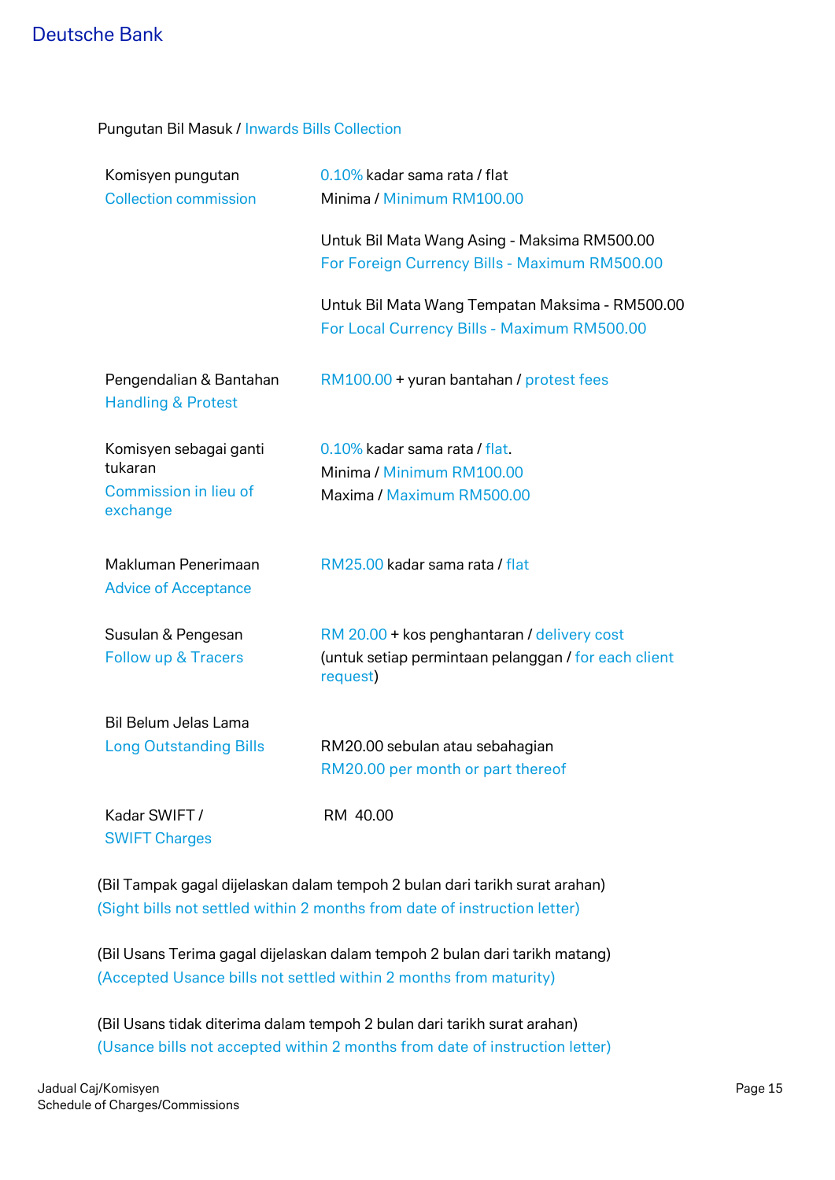Deutsche Bank

## Pungutan Bil Masuk / Inwards Bills Collection

| | |
|---|---|
| Komisyen pungutan<br>Collection commission | 0.10% kadar sama rata / flat<br>Minima / Minimum RM100.00<br><br>Untuk Bil Mata Wang Asing - Maksima RM500.00<br>For Foreign Currency Bills - Maximum RM500.00<br><br>Untuk Bil Mata Wang Tempatan Maksima - RM500.00<br>For Local Currency Bills - Maximum RM500.00 |
| Pengendalian & Bantahan<br>Handling & Protest | RM100.00 + yuran bantahan / protest fees |
| Komisyen sebagai ganti tukaran<br>Commission in lieu of exchange | 0.10% kadar sama rata / flat.<br>Minima / Minimum RM100.00<br>Maxima / Maximum RM500.00 |
| Makluman Penerimaan<br>Advice of Acceptance | RM25.00 kadar sama rata / flat |
| Susulan & Pengesan<br>Follow up & Tracers | RM 20.00 + kos penghantaran / delivery cost<br>(untuk setiap permintaan pelanggan / for each client request) |
| Bil Belum Jelas Lama<br>Long Outstanding Bills | RM20.00 sebulan atau sebahagian<br>RM20.00 per month or part thereof |
| Kadar SWIFT /<br>SWIFT Charges | RM 40.00 |

(Bil Tampak gagal dijelaskan dalam tempoh 2 bulan dari tarikh surat arahan)
(Sight bills not settled within 2 months from date of instruction letter)

(Bil Usans Terima gagal dijelaskan dalam tempoh 2 bulan dari tarikh matang)
(Accepted Usance bills not settled within 2 months from maturity)

(Bil Usans tidak diterima dalam tempoh 2 bulan dari tarikh surat arahan)
(Usance bills not accepted within 2 months from date of instruction letter)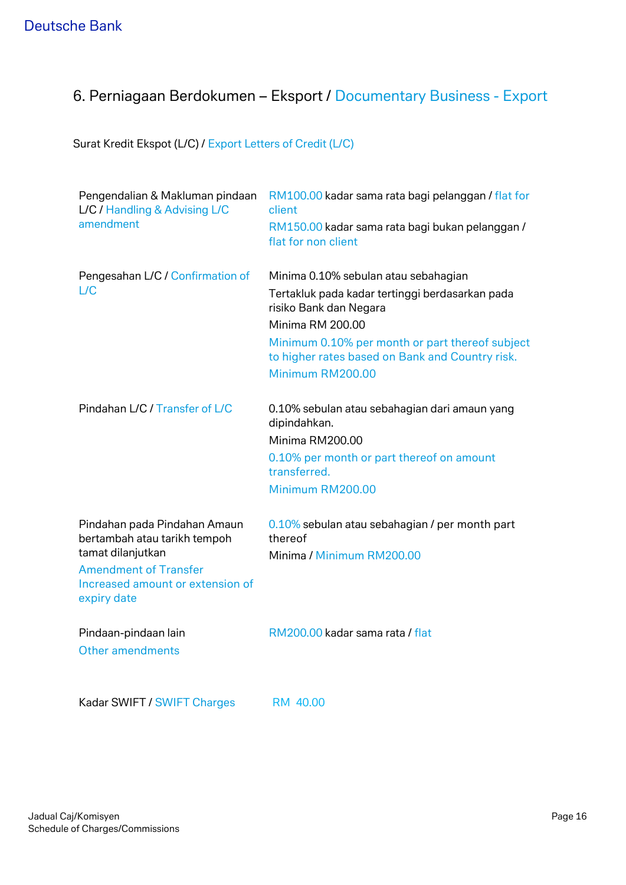## 6. Perniagaan Berdokumen – Eksport / Documentary Business - Export

Surat Kredit Ekspot (L/C) / Export Letters of Credit (L/C)

| | |
|---|---|
| Pengendalian & Makluman pindaan L/C / Handling & Advising L/C amendment | RM100.00 kadar sama rata bagi pelanggan / flat for client<br>RM150.00 kadar sama rata bagi bukan pelanggan / flat for non client |
| Pengesahan L/C / Confirmation of L/C | Minima 0.10% sebulan atau sebahagian<br>Tertakluk pada kadar tertinggi berdasarkan pada risiko Bank dan Negara<br>Minima RM 200.00<br>Minimum 0.10% per month or part thereof subject to higher rates based on Bank and Country risk.<br>Minimum RM200.00 |
| Pindahan L/C / Transfer of L/C | 0.10% sebulan atau sebahagian dari amaun yang dipindahkan.<br>Minima RM200.00<br>0.10% per month or part thereof on amount transferred.<br>Minimum RM200.00 |
| Pindahan pada Pindahan Amaun bertambah atau tarikh tempoh tamat dilanjutkan<br>Amendment of Transfer Increased amount or extension of expiry date | 0.10% sebulan atau sebahagian / per month part thereof<br>Minima / Minimum RM200.00 |
| Pindaan-pindaan lain<br>Other amendments | RM200.00 kadar sama rata / flat |
| Kadar SWIFT / SWIFT Charges | RM 40.00 |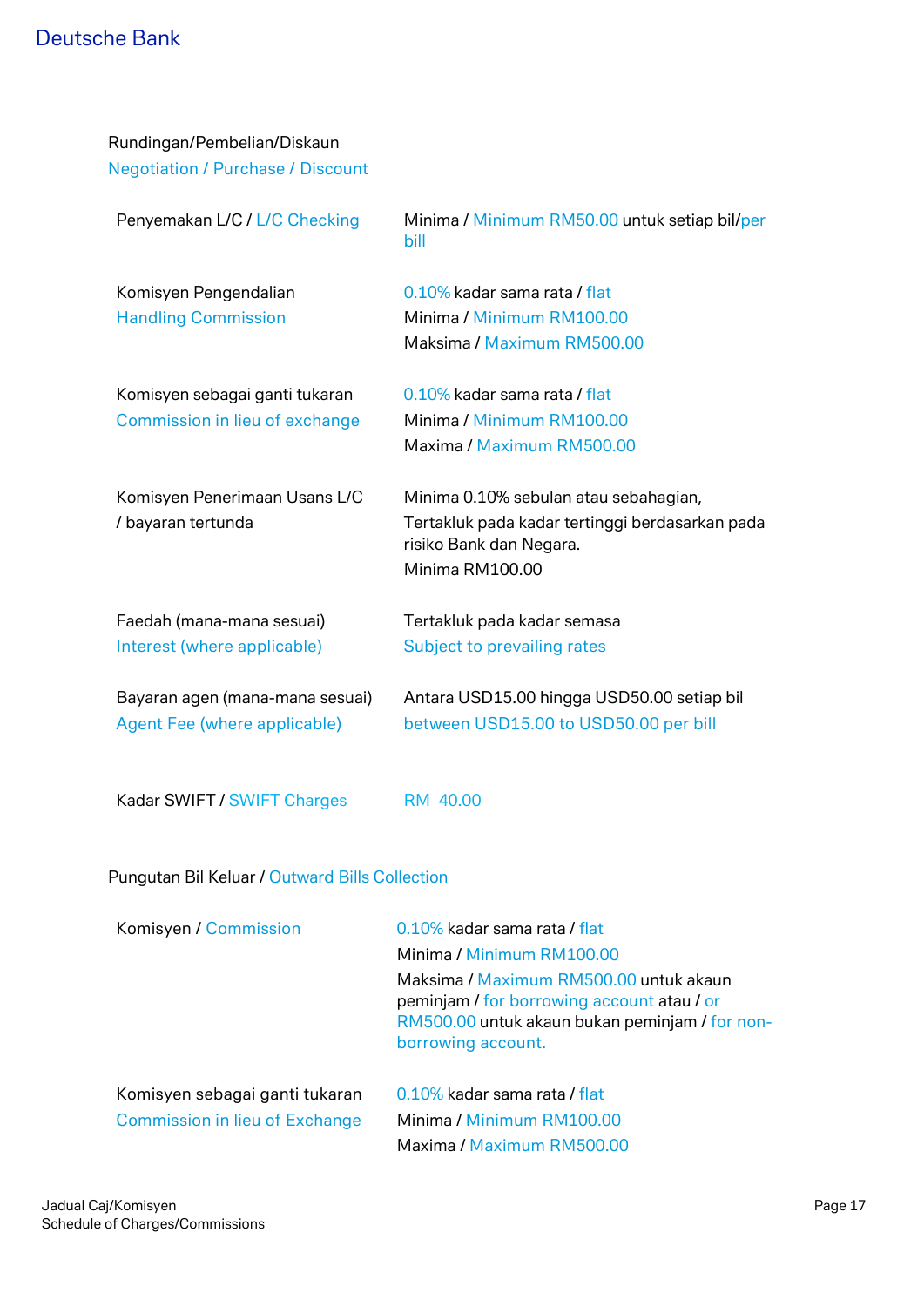Rundingan/Pembelian/Diskaun
Negotiation / Purchase / Discount

| | |
|---|---|
| Penyemakan L/C / L/C Checking | Minima / Minimum RM50.00 untuk setiap bil/per bill |
| Komisyen Pengendalian<br>Handling Commission | 0.10% kadar sama rata / flat<br>Minima / Minimum RM100.00<br>Maksima / Maximum RM500.00 |
| Komisyen sebagai ganti tukaran<br>Commission in lieu of exchange | 0.10% kadar sama rata / flat<br>Minima / Minimum RM100.00<br>Maxima / Maximum RM500.00 |
| Komisyen Penerimaan Usans L/C / bayaran tertunda | Minima 0.10% sebulan atau sebahagian,<br>Tertakluk pada kadar tertinggi berdasarkan pada risiko Bank dan Negara.<br>Minima RM100.00 |
| Faedah (mana-mana sesuai)<br>Interest (where applicable) | Tertakluk pada kadar semasa<br>Subject to prevailing rates |
| Bayaran agen (mana-mana sesuai)<br>Agent Fee (where applicable) | Antara USD15.00 hingga USD50.00 setiap bil<br>between USD15.00 to USD50.00 per bill |
| Kadar SWIFT / SWIFT Charges | RM 40.00 |

Pungutan Bil Keluar / Outward Bills Collection

| | |
|---|---|
| Komisyen / Commission | 0.10% kadar sama rata / flat<br>Minima / Minimum RM100.00<br>Maksima / Maximum RM500.00 untuk akaun peminjam / for borrowing account atau / or RM500.00 untuk akaun bukan peminjam / for non-borrowing account. |
| Komisyen sebagai ganti tukaran<br>Commission in lieu of Exchange | 0.10% kadar sama rata / flat<br>Minima / Minimum RM100.00<br>Maxima / Maximum RM500.00 |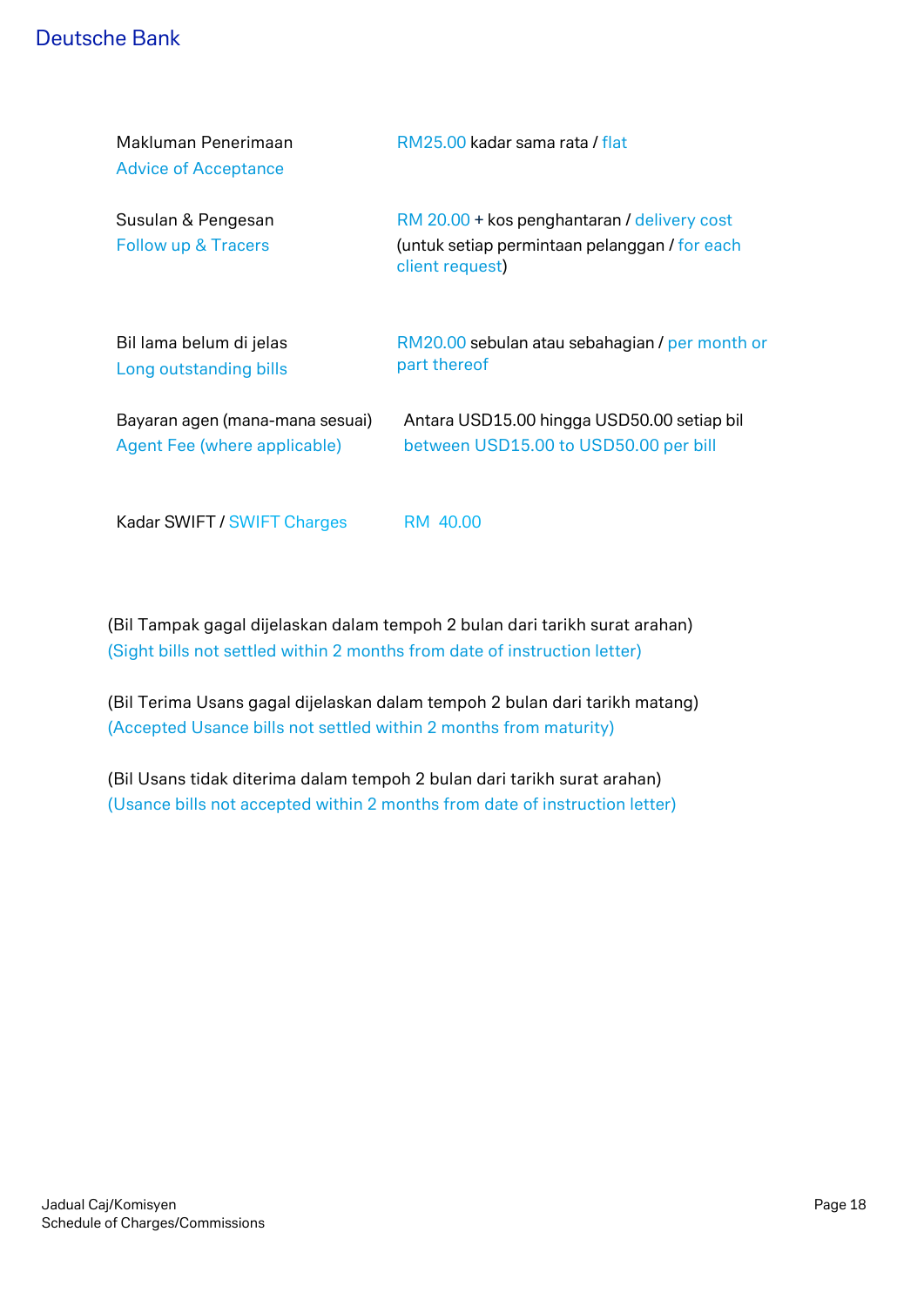| | |
|---|---|
| Makluman Penerimaan<br>Advice of Acceptance | RM25.00 kadar sama rata / flat |
| Susulan & Pengesan<br>Follow up & Tracers | RM 20.00 + kos penghantaran / delivery cost<br>(untuk setiap permintaan pelanggan / for each client request) |
| Bil lama belum di jelas<br>Long outstanding bills | RM20.00 sebulan atau sebahagian / per month or part thereof |
| Bayaran agen (mana-mana sesuai)<br>Agent Fee (where applicable) | Antara USD15.00 hingga USD50.00 setiap bil<br>between USD15.00 to USD50.00 per bill |
| Kadar SWIFT / SWIFT Charges | RM 40.00 |

(Bil Tampak gagal dijelaskan dalam tempoh 2 bulan dari tarikh surat arahan)
(Sight bills not settled within 2 months from date of instruction letter)

(Bil Terima Usans gagal dijelaskan dalam tempoh 2 bulan dari tarikh matang)
(Accepted Usance bills not settled within 2 months from maturity)

(Bil Usans tidak diterima dalam tempoh 2 bulan dari tarikh surat arahan)
(Usance bills not accepted within 2 months from date of instruction letter)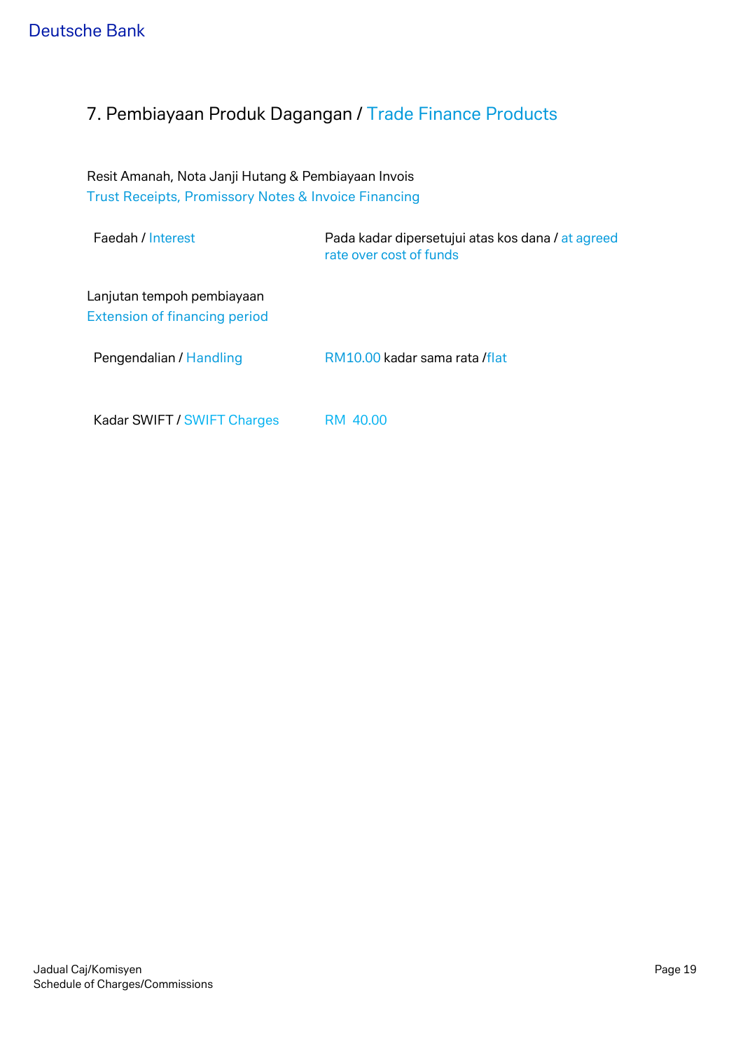## 7. Pembiayaan Produk Dagangan / Trade Finance Products

Resit Amanah, Nota Janji Hutang & Pembiayaan Invois
Trust Receipts, Promissory Notes & Invoice Financing

| | |
|---|---|
| Faedah / Interest | Pada kadar dipersetujui atas kos dana / at agreed rate over cost of funds |

Lanjutan tempoh pembiayaan
Extension of financing period

| | |
|---|---|
| Pengendalian / Handling | RM10.00 kadar sama rata /flat |
| Kadar SWIFT / SWIFT Charges | RM 40.00 |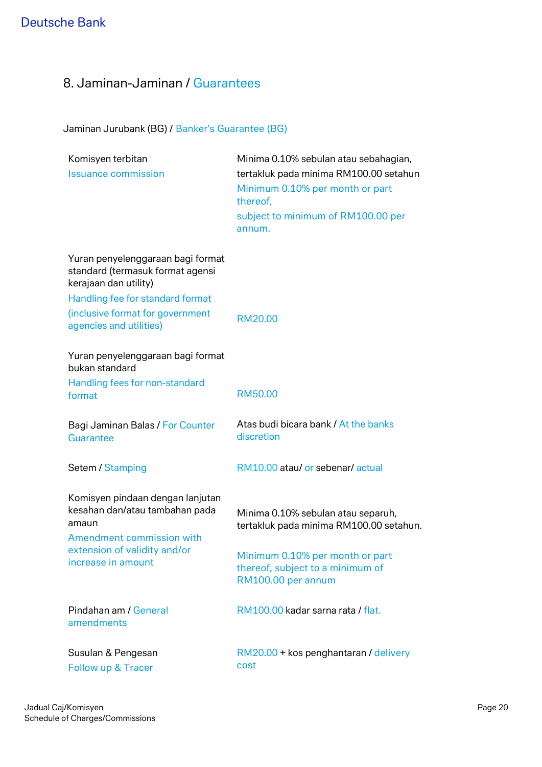## 8. Jaminan-Jaminan / Guarantees

### Jaminan Jurubank (BG) / Banker's Guarantee (BG)

| | |
|---|---|
| Komisyen terbitan<br>Issuance commission | Minima 0.10% sebulan atau sebahagian, tertakluk pada minima RM100.00 setahun<br>Minimum 0.10% per month or part thereof,<br>subject to minimum of RM100.00 per annum. |
| Yuran penyelenggaraan bagi format standard (termasuk format agensi kerajaan dan utility)<br>Handling fee for standard format (inclusive format for government agencies and utilities) | RM20.00 |
| Yuran penyelenggaraan bagi format bukan standard<br>Handling fees for non-standard format | RM50.00 |
| Bagi Jaminan Balas / For Counter Guarantee | Atas budi bicara bank / At the banks discretion |
| Setem / Stamping | RM10.00 atau/ or sebenar/ actual |
| Komisyen pindaan dengan lanjutan kesahan dan/atau tambahan pada amaun<br>Amendment commission with extension of validity and/or increase in amount | Minima 0.10% sebulan atau separuh, tertakluk pada minima RM100.00 setahun.<br>Minimum 0.10% per month or part thereof, subject to a minimum of RM100.00 per annum |
| Pindahan am / General amendments | RM100.00 kadar sarna rata / flat. |
| Susulan & Pengesan<br>Follow up & Tracer | RM20.00 + kos penghantaran / delivery cost |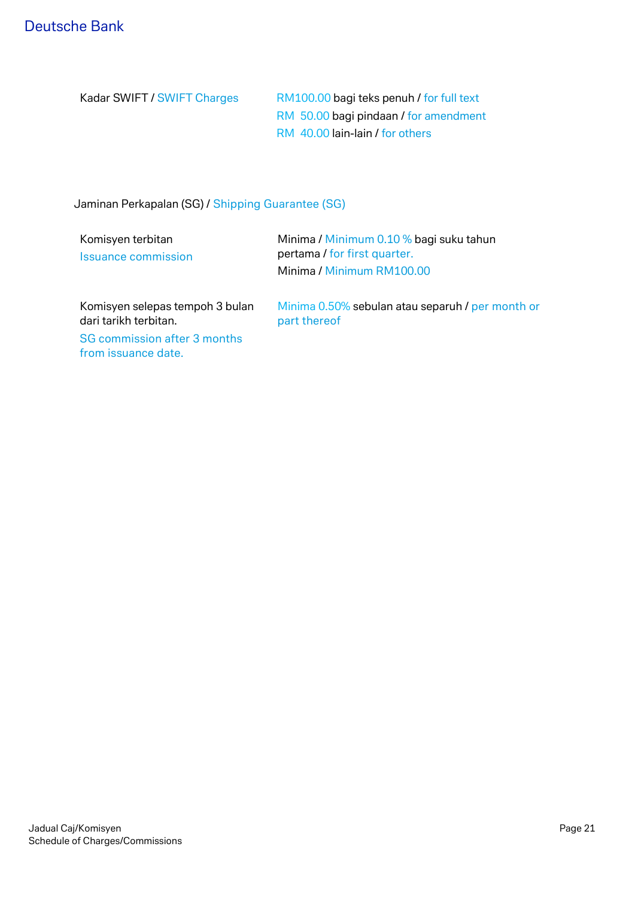| | |
|---|---|
| Kadar SWIFT / SWIFT Charges | RM100.00 bagi teks penuh / for full text<br>RM 50.00 bagi pindaan / for amendment<br>RM 40.00 lain-lain / for others |

Jaminan Perkapalan (SG) / Shipping Guarantee (SG)

| | |
|---|---|
| Komisyen terbitan<br>Issuance commission | Minima / Minimum 0.10 % bagi suku tahun pertama / for first quarter.<br>Minima / Minimum RM100.00 |
| Komisyen selepas tempoh 3 bulan dari tarikh terbitan.<br>SG commission after 3 months from issuance date. | Minima 0.50% sebulan atau separuh / per month or part thereof |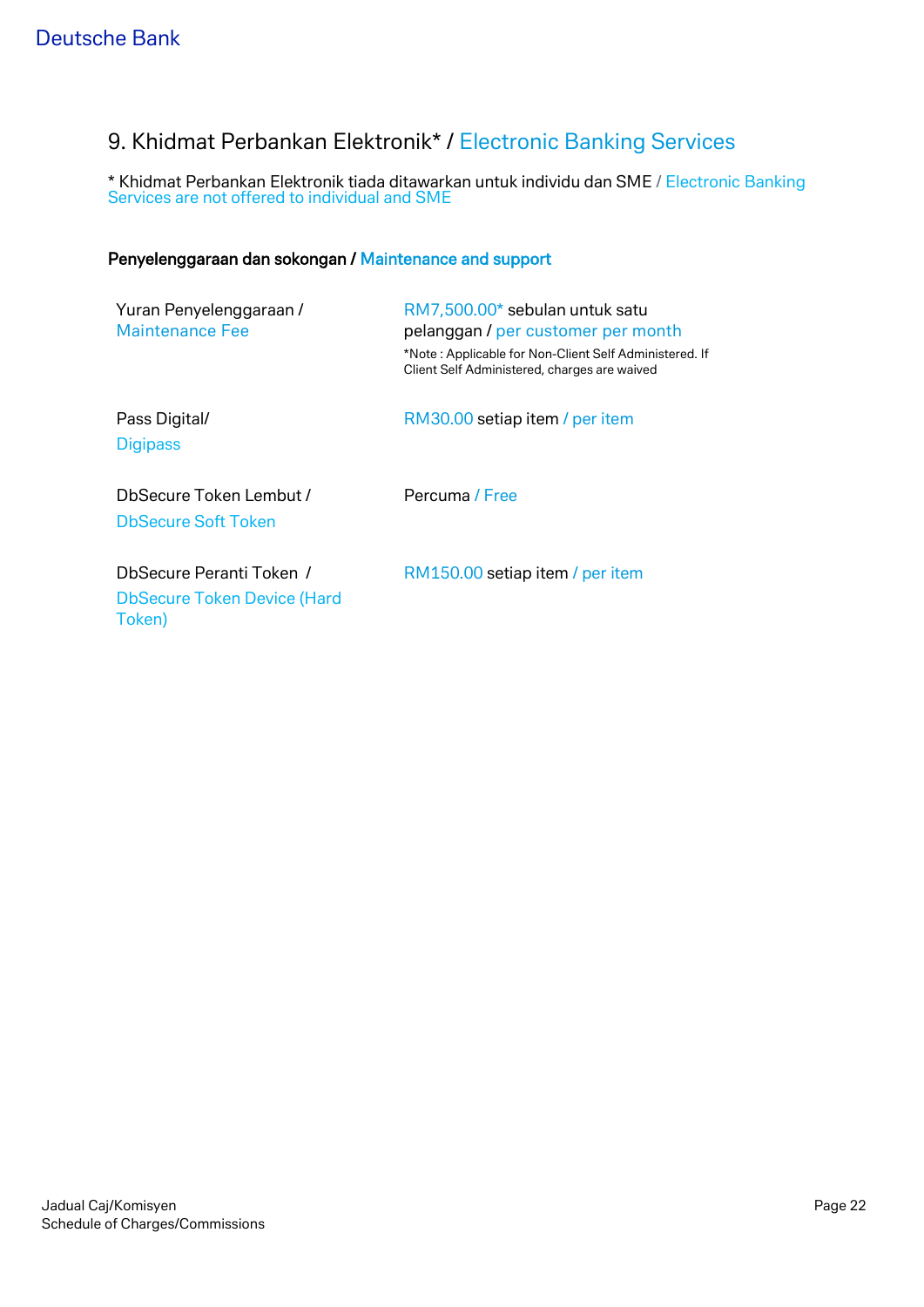## 9. Khidmat Perbankan Elektronik* / Electronic Banking Services

* Khidmat Perbankan Elektronik tiada ditawarkan untuk individu dan SME / Electronic Banking Services are not offered to individual and SME

**Penyelenggaraan dan sokongan / Maintenance and support**

| | |
|---|---|
| Yuran Penyelenggaraan / Maintenance Fee | RM7,500.00* sebulan untuk satu pelanggan / per customer per month<br>*Note : Applicable for Non-Client Self Administered. If Client Self Administered, charges are waived |
| Pass Digital/ Digipass | RM30.00 setiap item / per item |
| DbSecure Token Lembut / DbSecure Soft Token | Percuma / Free |
| DbSecure Peranti Token / DbSecure Token Device (Hard Token) | RM150.00 setiap item / per item |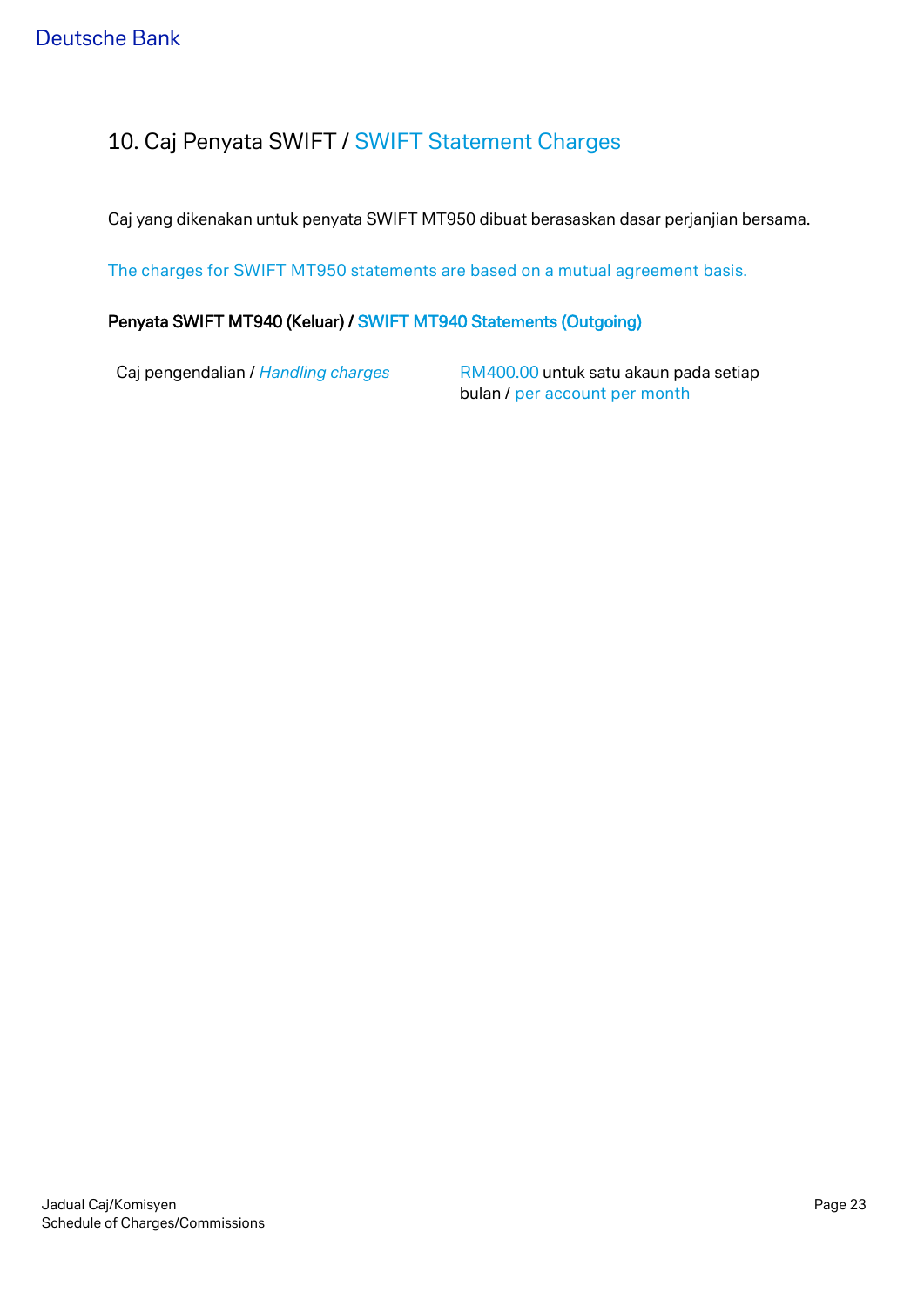## 10. Caj Penyata SWIFT / SWIFT Statement Charges

Caj yang dikenakan untuk penyata SWIFT MT950 dibuat berasaskan dasar perjanjian bersama.

The charges for SWIFT MT950 statements are based on a mutual agreement basis.

**Penyata SWIFT MT940 (Keluar) / SWIFT MT940 Statements (Outgoing)**

| | |
|---|---|
| Caj pengendalian / *Handling charges* | RM400.00 untuk satu akaun pada setiap bulan / per account per month |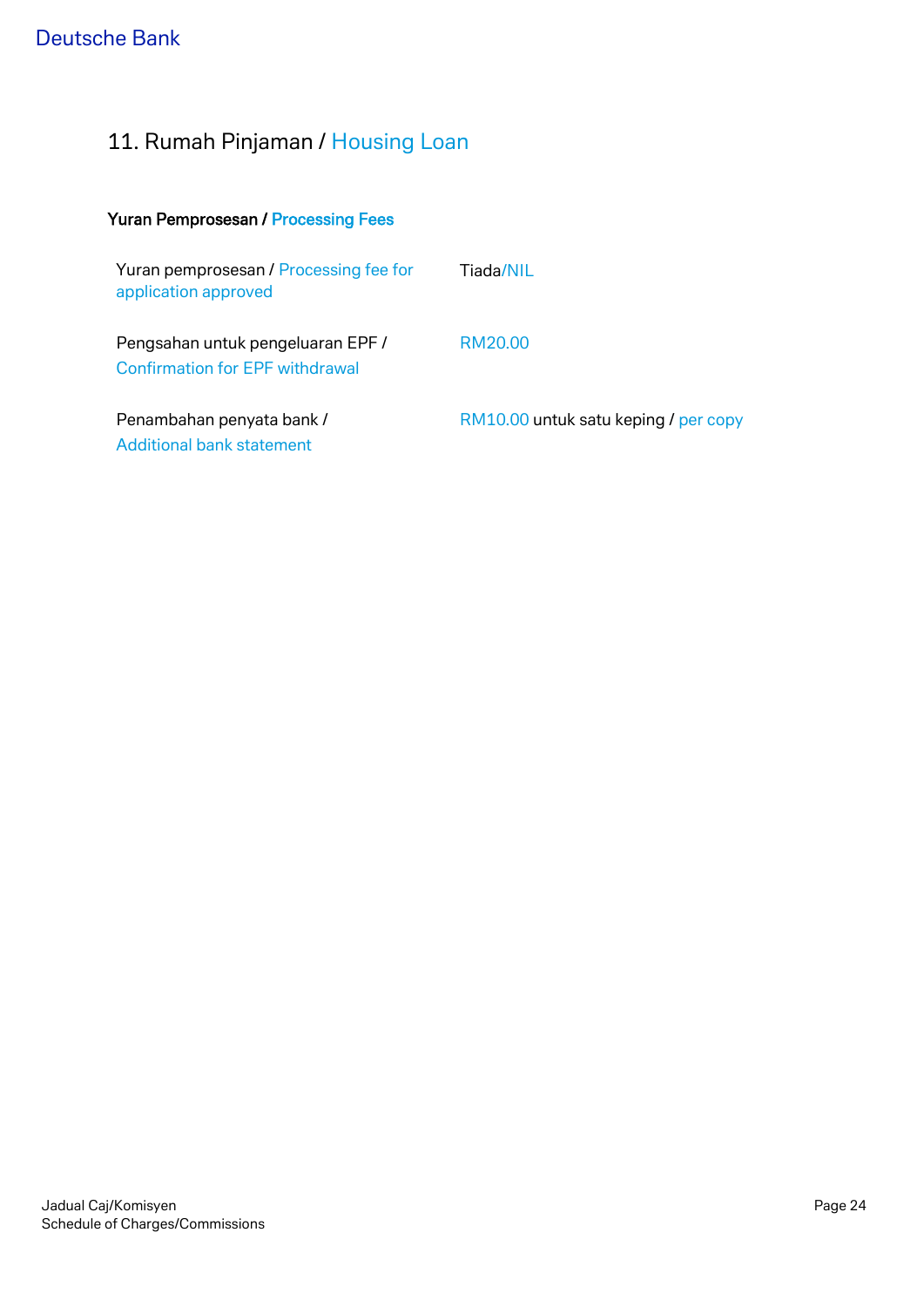## 11. Rumah Pinjaman / Housing Loan

### Yuran Pemprosesan / Processing Fees

| | |
|---|---|
| Yuran pemprosesan / Processing fee for application approved | Tiada/NIL |
| Pengsahan untuk pengeluaran EPF / Confirmation for EPF withdrawal | RM20.00 |
| Penambahan penyata bank / Additional bank statement | RM10.00 untuk satu keping / per copy |